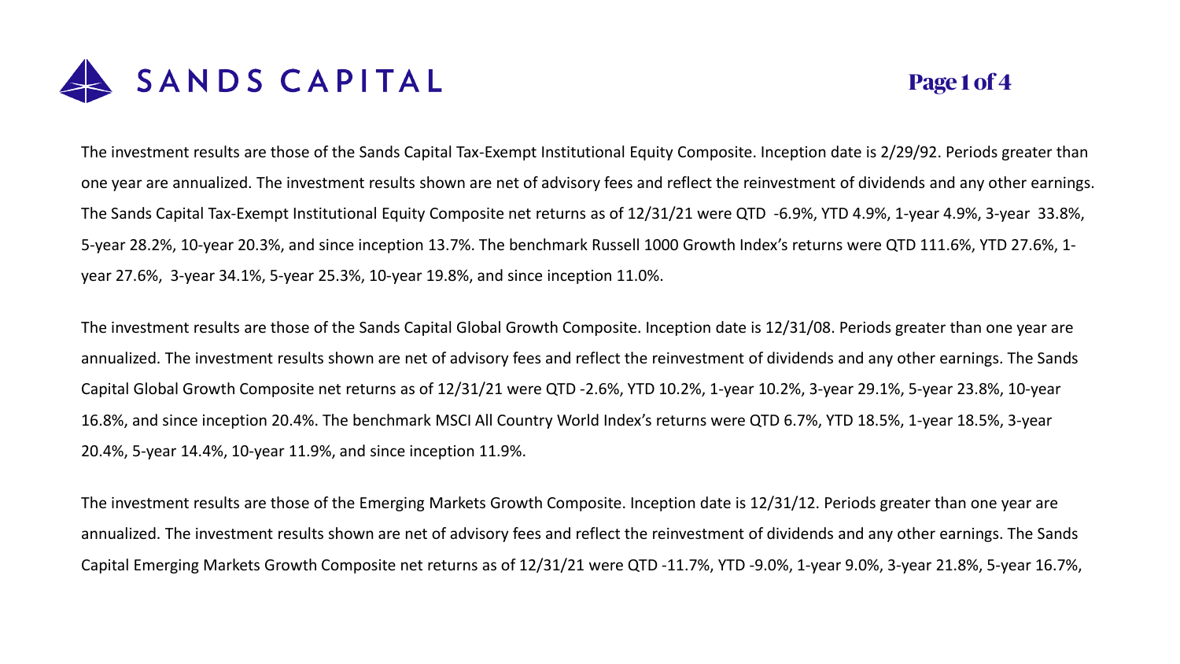The investment results are those of the Sands Capital Tax-Exempt Institutional Equity Composite. Inception date is 2/29/92. Periods greater than one year are annualized. The investment results shown are net of advisory fees and reflect the reinvestment of dividends and any other earnings. The Sands Capital Tax-Exempt Institutional Equity Composite net returns as of 12/31/21 were QTD -6.9%, YTD 4.9%, 1-year 4.9%, 3-year 33.8%, 5-year 28.2%, 10-year 20.3%, and since inception 13.7%. The benchmark Russell 1000 Growth Index's returns were QTD 111.6%, YTD 27.6%, 1-year 27.6%, 3-year 34.1%, 5-year 25.3%, 10-year 19.8%, and since inception 11.0%.

The investment results are those of the Sands Capital Global Growth Composite. Inception date is 12/31/08. Periods greater than one year are annualized. The investment results shown are net of advisory fees and reflect the reinvestment of dividends and any other earnings. The Sands Capital Global Growth Composite net returns as of 12/31/21 were QTD -2.6%, YTD 10.2%, 1-year 10.2%, 3-year 29.1%, 5-year 23.8%, 10-year 16.8%, and since inception 20.4%. The benchmark MSCI All Country World Index's returns were QTD 6.7%, YTD 18.5%, 1-year 18.5%, 3-year 20.4%, 5-year 14.4%, 10-year 11.9%, and since inception 11.9%.

The investment results are those of the Emerging Markets Growth Composite. Inception date is 12/31/12. Periods greater than one year are annualized. The investment results shown are net of advisory fees and reflect the reinvestment of dividends and any other earnings. The Sands Capital Emerging Markets Growth Composite net returns as of 12/31/21 were QTD -11.7%, YTD -9.0%, 1-year 9.0%, 3-year 21.8%, 5-year 16.7%,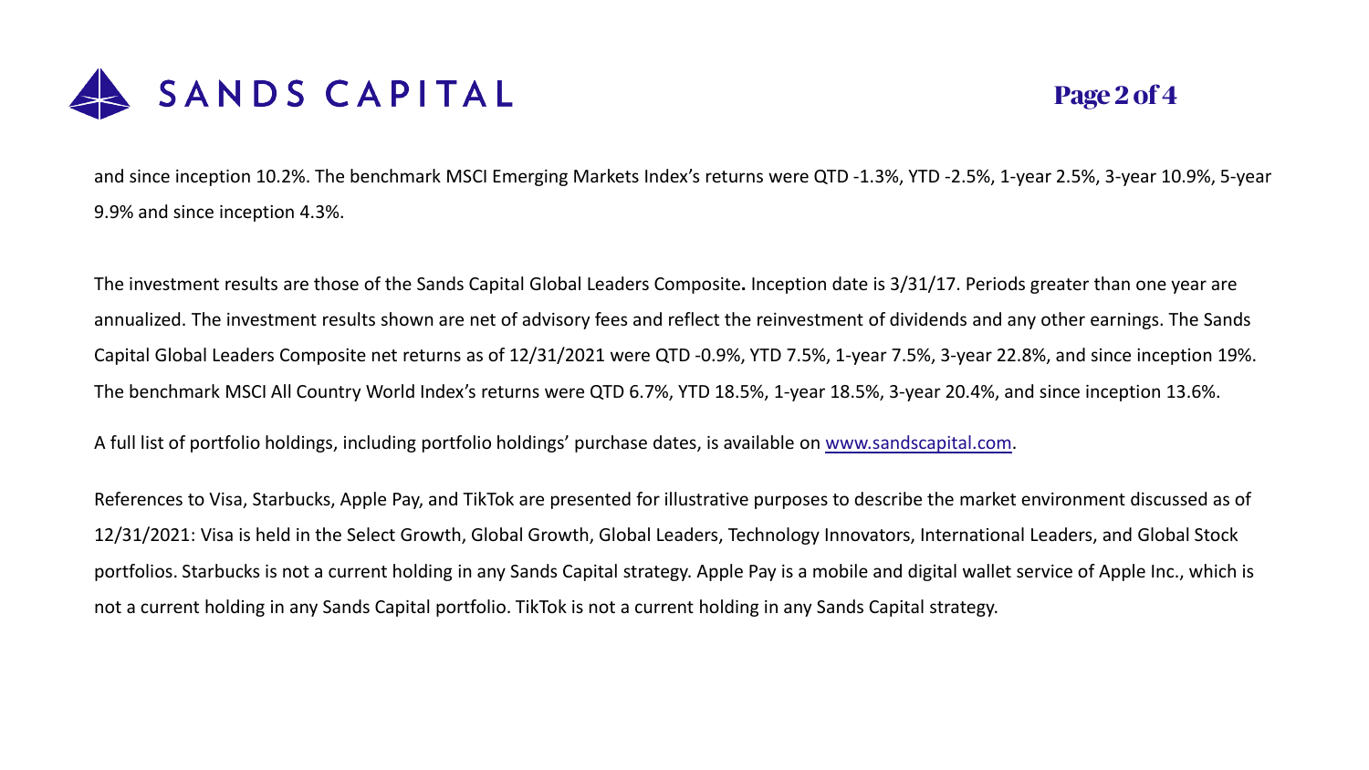and since inception 10.2%. The benchmark MSCI Emerging Markets Index's returns were QTD -1.3%, YTD -2.5%, 1-year 2.5%, 3-year 10.9%, 5-year 9.9% and since inception 4.3%.

The investment results are those of the Sands Capital Global Leaders Composite**.** Inception date is 3/31/17. Periods greater than one year are annualized. The investment results shown are net of advisory fees and reflect the reinvestment of dividends and any other earnings. The Sands Capital Global Leaders Composite net returns as of 12/31/2021 were QTD -0.9%, YTD 7.5%, 1-year 7.5%, 3-year 22.8%, and since inception 19%. The benchmark MSCI All Country World Index's returns were QTD 6.7%, YTD 18.5%, 1-year 18.5%, 3-year 20.4%, and since inception 13.6%.

A full list of portfolio holdings, including portfolio holdings' purchase dates, is available on [www.sandscapital.com](www.sandscapital.com).

References to Visa, Starbucks, Apple Pay, and TikTok are presented for illustrative purposes to describe the market environment discussed as of 12/31/2021: Visa is held in the Select Growth, Global Growth, Global Leaders, Technology Innovators, International Leaders, and Global Stock portfolios. Starbucks is not a current holding in any Sands Capital strategy. Apple Pay is a mobile and digital wallet service of Apple Inc., which is not a current holding in any Sands Capital portfolio. TikTok is not a current holding in any Sands Capital strategy.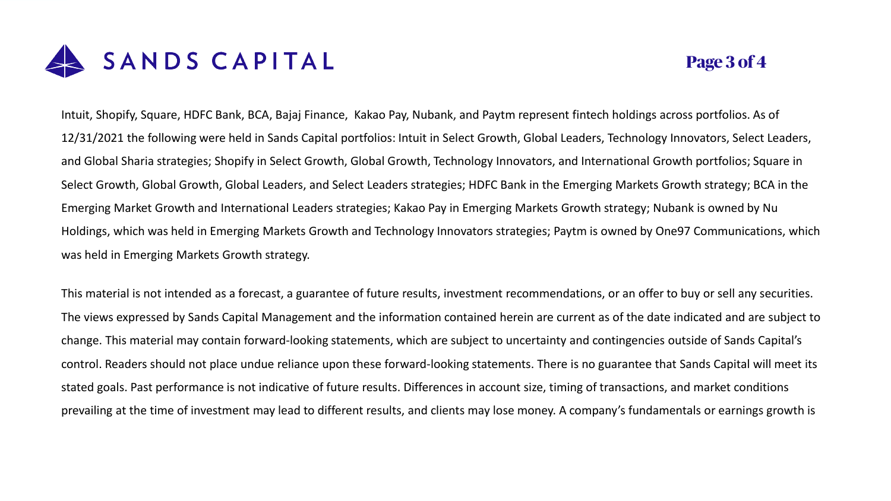Intuit, Shopify, Square, HDFC Bank, BCA, Bajaj Finance,  Kakao Pay, Nubank, and Paytm represent fintech holdings across portfolios. As of 12/31/2021 the following were held in Sands Capital portfolios: Intuit in Select Growth, Global Leaders, Technology Innovators, Select Leaders, and Global Sharia strategies; Shopify in Select Growth, Global Growth, Technology Innovators, and International Growth portfolios; Square in Select Growth, Global Growth, Global Leaders, and Select Leaders strategies; HDFC Bank in the Emerging Markets Growth strategy; BCA in the Emerging Market Growth and International Leaders strategies; Kakao Pay in Emerging Markets Growth strategy; Nubank is owned by Nu Holdings, which was held in Emerging Markets Growth and Technology Innovators strategies; Paytm is owned by One97 Communications, which was held in Emerging Markets Growth strategy.

This material is not intended as a forecast, a guarantee of future results, investment recommendations, or an offer to buy or sell any securities. The views expressed by Sands Capital Management and the information contained herein are current as of the date indicated and are subject to change. This material may contain forward-looking statements, which are subject to uncertainty and contingencies outside of Sands Capital's control. Readers should not place undue reliance upon these forward-looking statements. There is no guarantee that Sands Capital will meet its stated goals. Past performance is not indicative of future results. Differences in account size, timing of transactions, and market conditions prevailing at the time of investment may lead to different results, and clients may lose money. A company's fundamentals or earnings growth is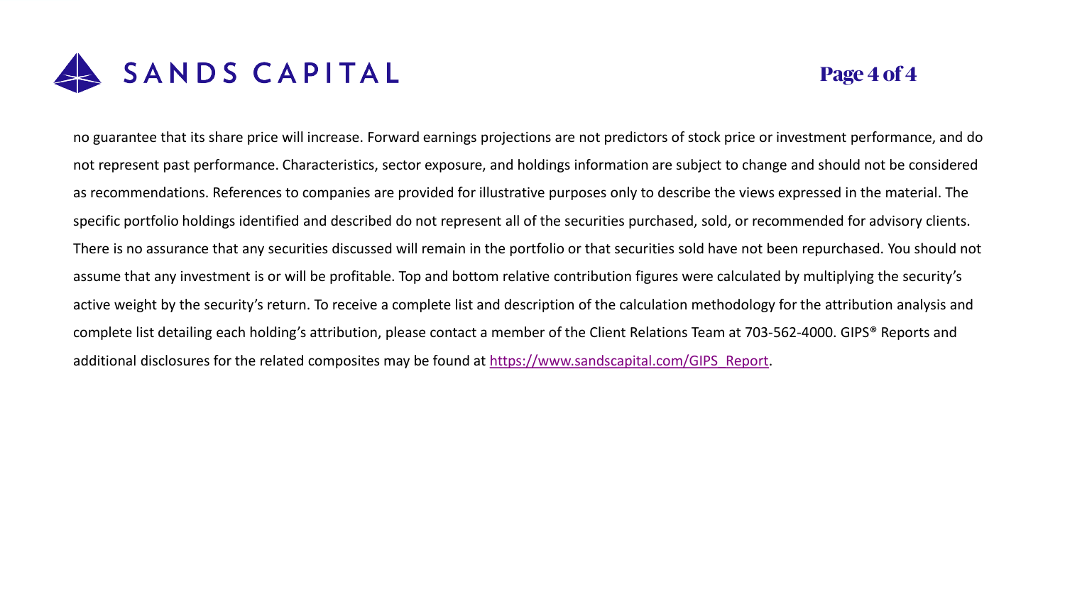no guarantee that its share price will increase. Forward earnings projections are not predictors of stock price or investment performance, and do not represent past performance. Characteristics, sector exposure, and holdings information are subject to change and should not be considered as recommendations. References to companies are provided for illustrative purposes only to describe the views expressed in the material. The specific portfolio holdings identified and described do not represent all of the securities purchased, sold, or recommended for advisory clients. There is no assurance that any securities discussed will remain in the portfolio or that securities sold have not been repurchased. You should not assume that any investment is or will be profitable. Top and bottom relative contribution figures were calculated by multiplying the security's active weight by the security's return. To receive a complete list and description of the calculation methodology for the attribution analysis and complete list detailing each holding's attribution, please contact a member of the Client Relations Team at 703-562-4000. GIPS® Reports and additional disclosures for the related composites may be found at [https://www.sandscapital.com/GIPS_Report](https://www.sandscapital.com/GIPS_Report).